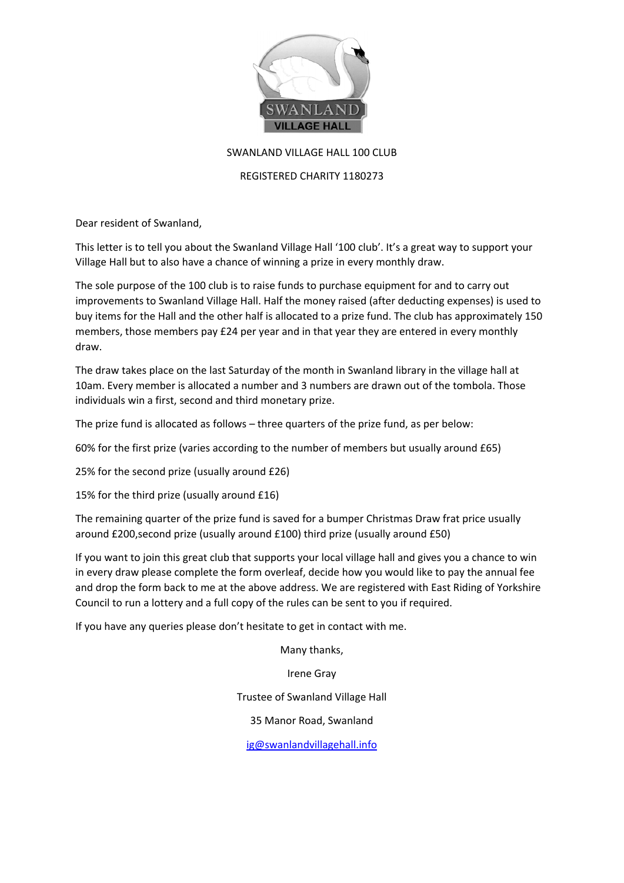SWANLAND VILLAGE HALL

# SWANLAND VILLAGE HALL 100 CLUB

REGISTERED CHARITY 1180273

Dear resident of Swanland,

This letter is to tell you about the Swanland Village Hall '100 club'. It's a great way to support your Village Hall but to also have a chance of winning a prize in every monthly draw.

The sole purpose of the 100 club is to raise funds to purchase equipment for and to carry out improvements to Swanland Village Hall. Half the money raised (after deducting expenses) is used to buy items for the Hall and the other half is allocated to a prize fund. The club has approximately 150 members, those members pay £24 per year and in that year they are entered in every monthly draw.

The draw takes place on the last Saturday of the month in Swanland library in the village hall at 10am. Every member is allocated a number and 3 numbers are drawn out of the tombola. Those individuals win a first, second and third monetary prize.

The prize fund is allocated as follows – three quarters of the prize fund, as per below:

60% for the first prize (varies according to the number of members but usually around £65)

25% for the second prize (usually around £26)

15% for the third prize (usually around £16)

The remaining quarter of the prize fund is saved for a bumper Christmas Draw frat price usually around £200,second prize (usually around £100) third prize (usually around £50)

If you want to join this great club that supports your local village hall and gives you a chance to win in every draw please complete the form overleaf, decide how you would like to pay the annual fee and drop the form back to me at the above address. We are registered with East Riding of Yorkshire Council to run a lottery and a full copy of the rules can be sent to you if required.

If you have any queries please don't hesitate to get in contact with me.

Many thanks,

Irene Gray

Trustee of Swanland Village Hall

35 Manor Road, Swanland

ig@swanlandvillagehall.info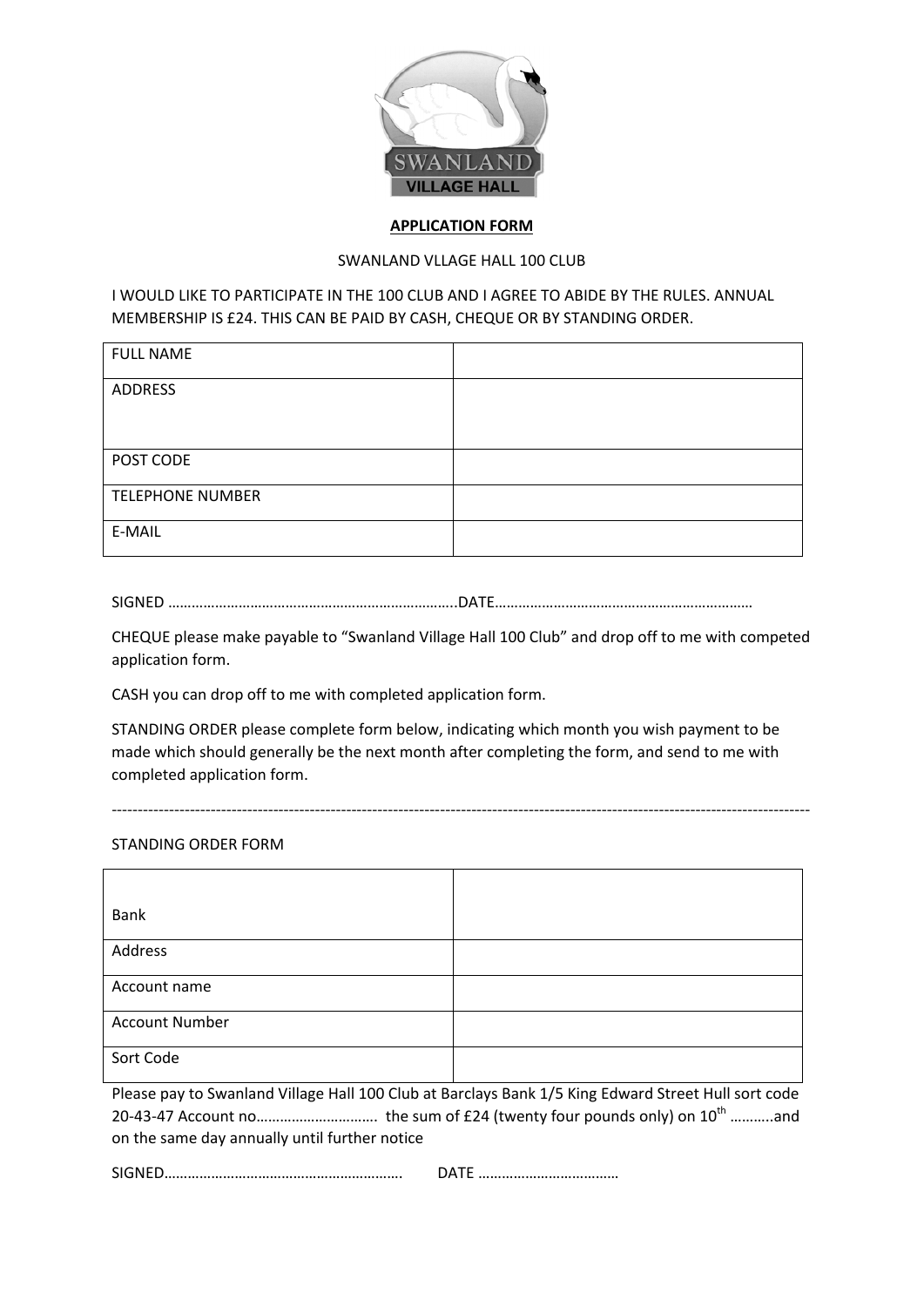**APPLICATION FORM**

SWANLAND VLLAGE HALL 100 CLUB

I WOULD LIKE TO PARTICIPATE IN THE 100 CLUB AND I AGREE TO ABIDE BY THE RULES. ANNUAL MEMBERSHIP IS £24. THIS CAN BE PAID BY CASH, CHEQUE OR BY STANDING ORDER.

| | |
|---|---|
| FULL NAME | |
| ADDRESS | |
| POST CODE | |
| TELEPHONE NUMBER | |
| E-MAIL | |

SIGNED ……………………………………………………………….DATE…………………………………………………………

CHEQUE please make payable to "Swanland Village Hall 100 Club" and drop off to me with competed application form.

CASH you can drop off to me with completed application form.

STANDING ORDER please complete form below, indicating which month you wish payment to be made which should generally be the next month after completing the form, and send to me with completed application form.

---

STANDING ORDER FORM

| | |
|---|---|
| Bank | |
| Address | |
| Account name | |
| Account Number | |
| Sort Code | |

Please pay to Swanland Village Hall 100 Club at Barclays Bank 1/5 King Edward Street Hull sort code 20-43-47 Account no………………………… the sum of £24 (twenty four pounds only) on 10th ………..and on the same day annually until further notice

SIGNED…………………………………………………. DATE ………………………………